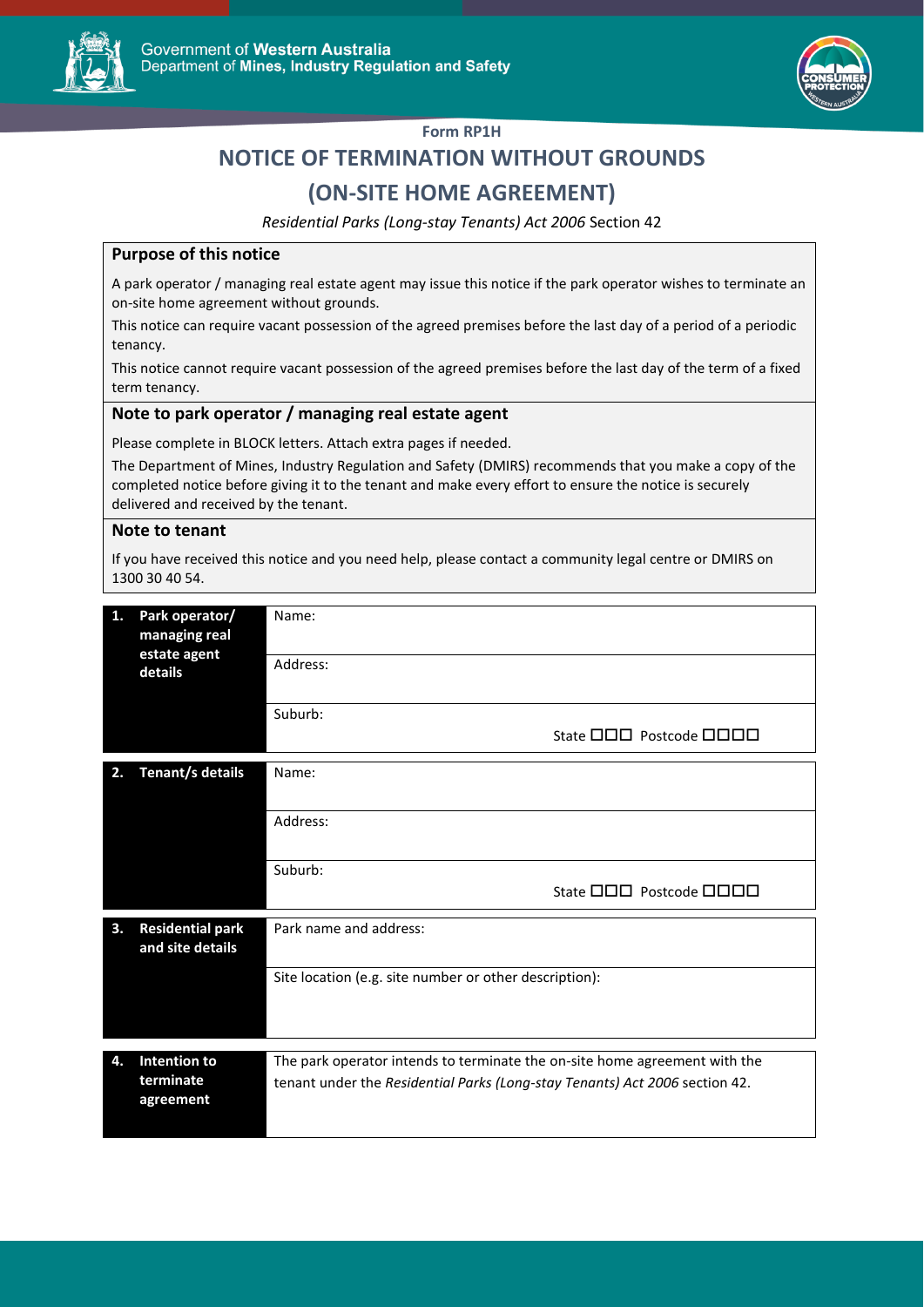Government of **Western Australia**
Department of **Mines, Industry Regulation and Safety**

**Form RP1H**

# NOTICE OF TERMINATION WITHOUT GROUNDS

# (ON-SITE HOME AGREEMENT)

*Residential Parks (Long-stay Tenants) Act 2006* Section 42

## Purpose of this notice

A park operator / managing real estate agent may issue this notice if the park operator wishes to terminate an on-site home agreement without grounds.

This notice can require vacant possession of the agreed premises before the last day of a period of a periodic tenancy.

This notice cannot require vacant possession of the agreed premises before the last day of the term of a fixed term tenancy.

## Note to park operator / managing real estate agent

Please complete in BLOCK letters. Attach extra pages if needed.

The Department of Mines, Industry Regulation and Safety (DMIRS) recommends that you make a copy of the completed notice before giving it to the tenant and make every effort to ensure the notice is securely delivered and received by the tenant.

## Note to tenant

If you have received this notice and you need help, please contact a community legal centre or DMIRS on 1300 30 40 54.

| | |
|---|---|
| **1. Park operator/ managing real estate agent details** | Name: |
| | Address: |
| | Suburb: State ☐☐☐ Postcode ☐☐☐☐ |

| | |
|---|---|
| **2. Tenant/s details** | Name: |
| | Address: |
| | Suburb: State ☐☐☐ Postcode ☐☐☐☐ |

| | |
|---|---|
| **3. Residential park and site details** | Park name and address: |
| | Site location (e.g. site number or other description): |

| | |
|---|---|
| **4. Intention to terminate agreement** | The park operator intends to terminate the on-site home agreement with the tenant under the *Residential Parks (Long-stay Tenants) Act 2006* section 42. |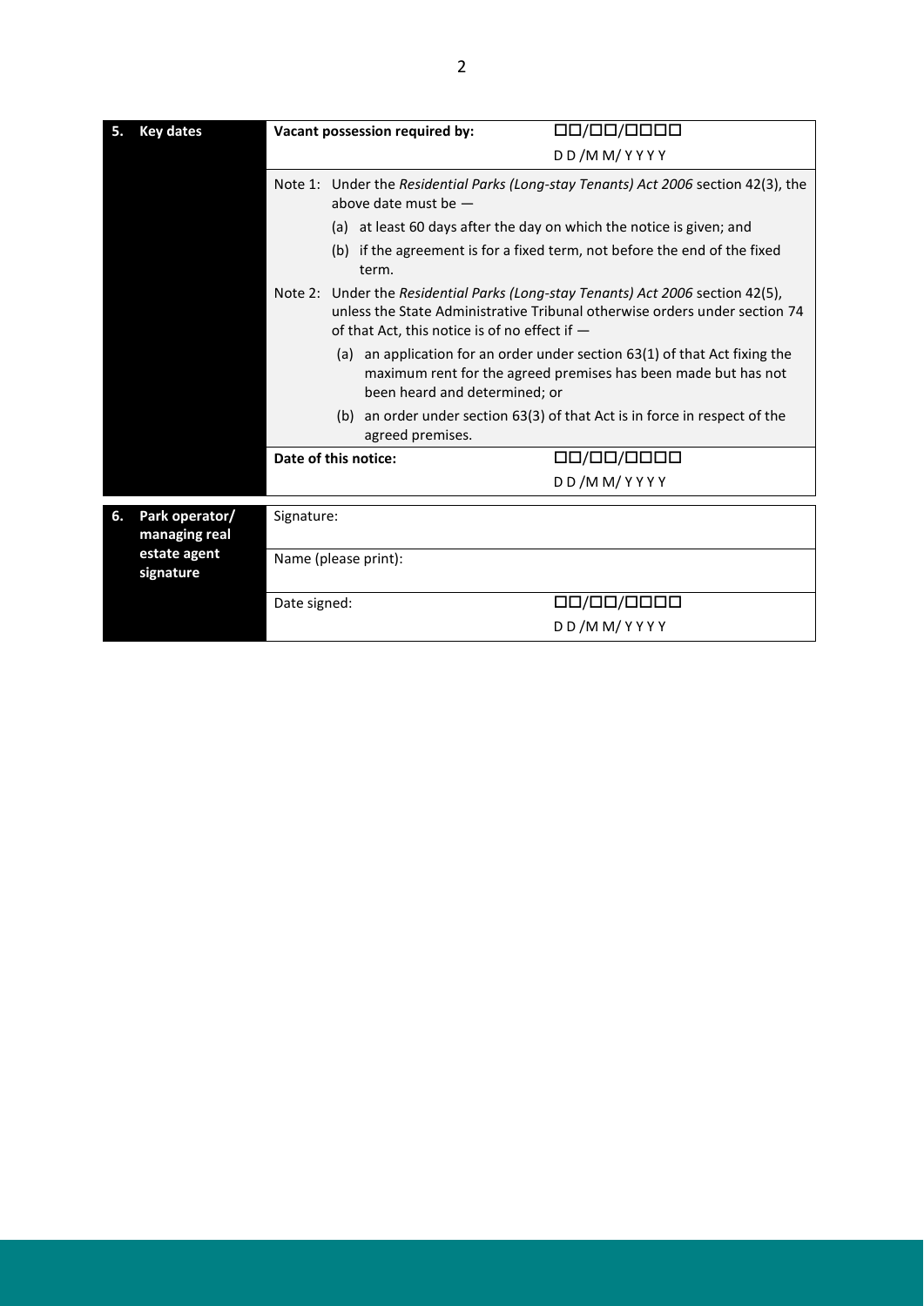| | | |
|---|---|---|
| **5. Key dates** | **Vacant possession required by:** | ☐☐/☐☐/☐☐☐☐<br>D D /M M/ Y Y Y Y |
| | Note 1: Under the *Residential Parks (Long-stay Tenants) Act 2006* section 42(3), the above date must be —<br>(a) at least 60 days after the day on which the notice is given; and<br>(b) if the agreement is for a fixed term, not before the end of the fixed term.<br>Note 2: Under the *Residential Parks (Long-stay Tenants) Act 2006* section 42(5), unless the State Administrative Tribunal otherwise orders under section 74 of that Act, this notice is of no effect if —<br>(a) an application for an order under section 63(1) of that Act fixing the maximum rent for the agreed premises has been made but has not been heard and determined; or<br>(b) an order under section 63(3) of that Act is in force in respect of the agreed premises. | |
| | **Date of this notice:** | ☐☐/☐☐/☐☐☐☐<br>D D /M M/ Y Y Y Y |

| | | |
|---|---|---|
| **6. Park operator/ managing real estate agent signature** | Signature: | |
| | Name (please print): | |
| | Date signed: | ☐☐/☐☐/☐☐☐☐<br>D D /M M/ Y Y Y Y |